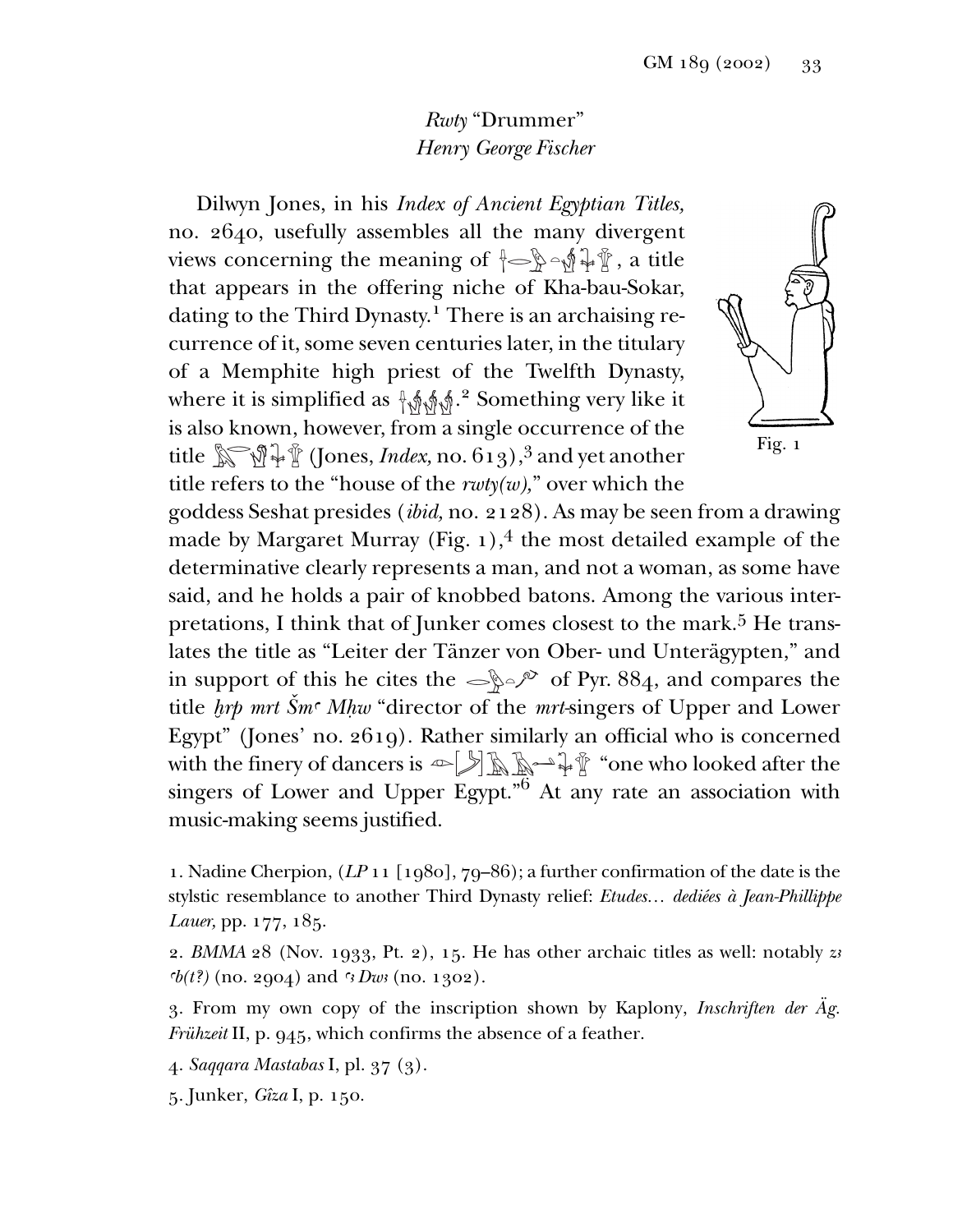# *Rwty* "Drummer"

## *Henry George Fischer*

Dilwyn Jones, in his *Index of Ancient Egyptian Titles,* no. 2640, usefully assembles all the many divergent views concerning the meaning of [hieroglyphs], a title that appears in the offering niche of Kha-bau-Sokar, dating to the Third Dynasty.[1] There is an archaising recurrence of it, some seven centuries later, in the titulary of a Memphite high priest of the Twelfth Dynasty, where it is simplified as [hieroglyphs].[2] Something very like it is also known, however, from a single occurrence of the title [hieroglyphs] (Jones, *Index,* no. 613),[3] and yet another title refers to the "house of the *rwty(w),*" over which the goddess Seshat presides (*ibid,* no. 2128). As may be seen from a drawing made by Margaret Murray (Fig. 1),[4] the most detailed example of the determinative clearly represents a man, and not a woman, as some have said, and he holds a pair of knobbed batons. Among the various interpretations, I think that of Junker comes closest to the mark.[5] He translates the title as "Leiter der Tänzer von Ober- und Unterägypten," and in support of this he cites the [hieroglyphs] of Pyr. 884, and compares the title *ḫrp mrt Šmꜥ Mḥw* "director of the *mrt*-singers of Upper and Lower Egypt" (Jones' no. 2619). Rather similarly an official who is concerned with the finery of dancers is [hieroglyphs] "one who looked after the singers of Lower and Upper Egypt."[6] At any rate an association with music-making seems justified.

Fig. 1

1. Nadine Cherpion, (*LP* 11 [1980], 79–86); a further confirmation of the date is the stylstic resemblance to another Third Dynasty relief: *Etudes… dediées à Jean-Phillippe Lauer,* pp. 177, 185.

2. *BMMA* 28 (Nov. 1933, Pt. 2), 15. He has other archaic titles as well: notably *zꜣ ꜥb(t?)* (no. 2904) and *ꜥꜣ Dwꜣ* (no. 1302).

3. From my own copy of the inscription shown by Kaplony, *Inschriften der Äg. Frühzeit* II, p. 945, which confirms the absence of a feather.

4. *Saqqara Mastabas* I, pl. 37 (3).

5. Junker, *Gîza* I, p. 150.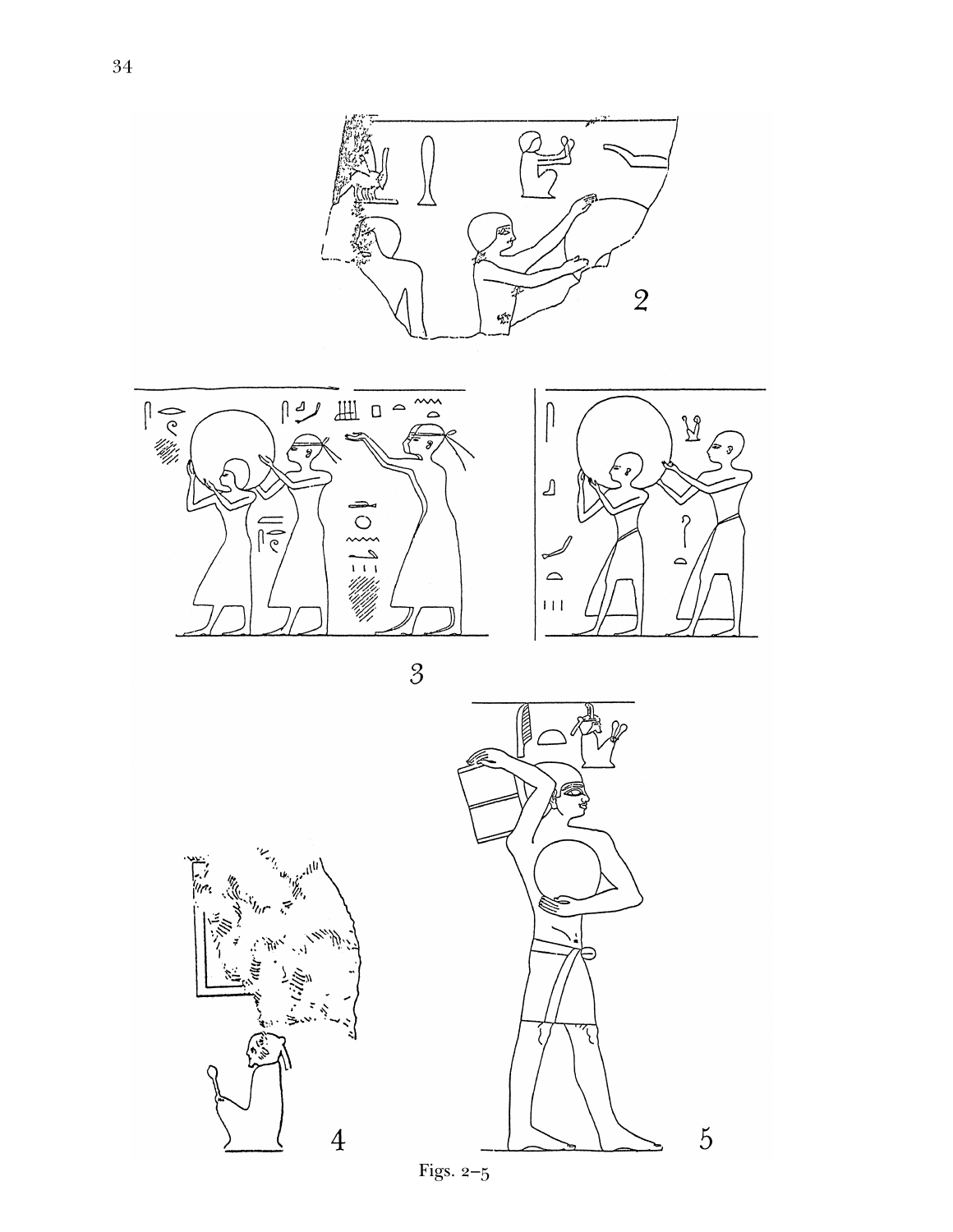Figs. 2–5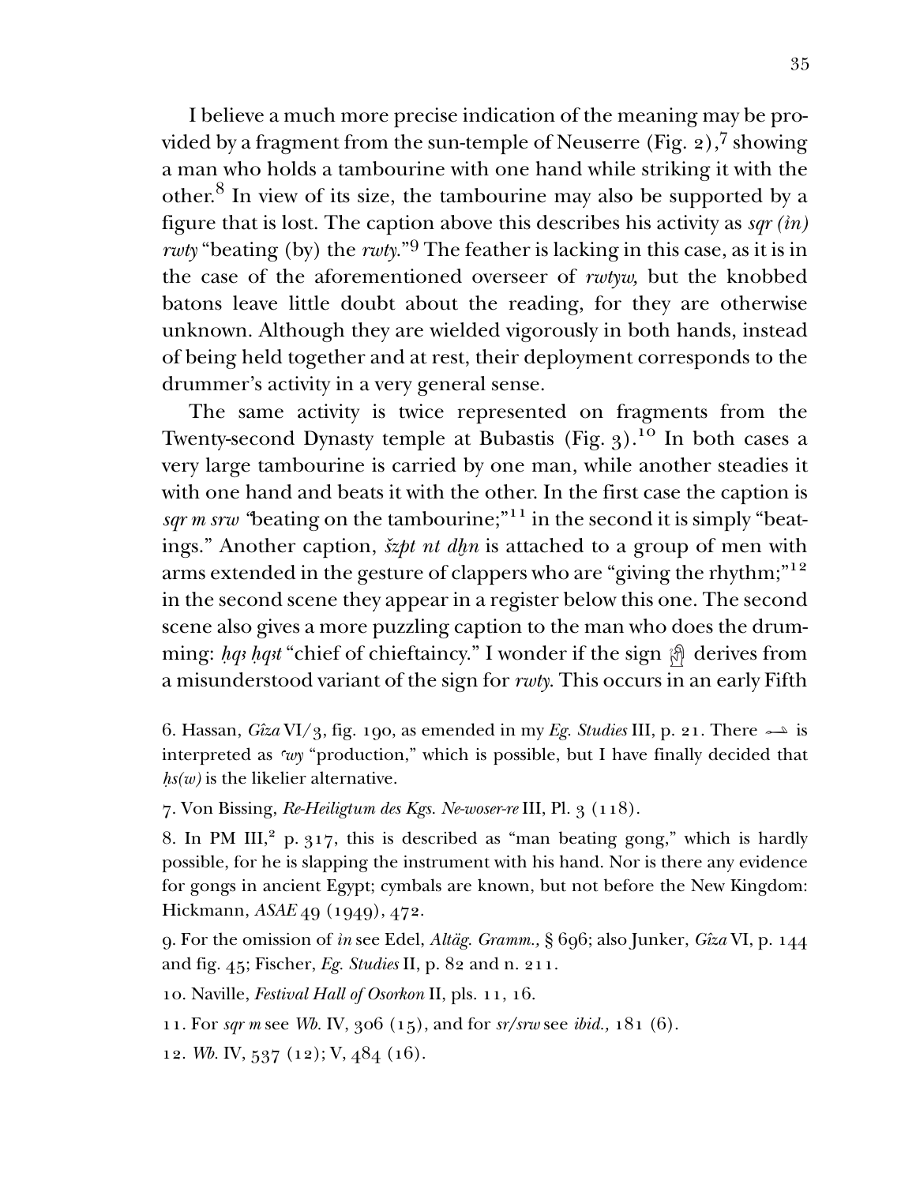I believe a much more precise indication of the meaning may be provided by a fragment from the sun-temple of Neuserre (Fig. 2),[7] showing a man who holds a tambourine with one hand while striking it with the other.[8] In view of its size, the tambourine may also be supported by a figure that is lost. The caption above this describes his activity as *sqr (ỉn) rwty* "beating (by) the *rwty*."[9] The feather is lacking in this case, as it is in the case of the aforementioned overseer of *rwtyw,* but the knobbed batons leave little doubt about the reading, for they are otherwise unknown. Although they are wielded vigorously in both hands, instead of being held together and at rest, their deployment corresponds to the drummer's activity in a very general sense.

The same activity is twice represented on fragments from the Twenty-second Dynasty temple at Bubastis (Fig. 3).[10] In both cases a very large tambourine is carried by one man, while another steadies it with one hand and beats it with the other. In the first case the caption is *sqr m srw* "beating on the tambourine;"[11] in the second it is simply "beatings." Another caption, *šzpt nt dḫn* is attached to a group of men with arms extended in the gesture of clappers who are "giving the rhythm;"[12] in the second scene they appear in a register below this one. The second scene also gives a more puzzling caption to the man who does the drumming: *ḥqꜣ ḥqꜣt* "chief of chieftaincy." I wonder if the sign 𓀀 derives from a misunderstood variant of the sign for *rwty.* This occurs in an early Fifth

6. Hassan, *Gîza* VI/3, fig. 190, as emended in my *Eg. Studies* III, p. 21. There 𓂝 is interpreted as *ꜥwy* "production," which is possible, but I have finally decided that *ḥs(w)* is the likelier alternative.

7. Von Bissing, *Re-Heiligtum des Kgs. Ne-woser-re* III, Pl. 3 (118).

8. In PM III,[2] p. 317, this is described as "man beating gong," which is hardly possible, for he is slapping the instrument with his hand. Nor is there any evidence for gongs in ancient Egypt; cymbals are known, but not before the New Kingdom: Hickmann, *ASAE* 49 (1949), 472.

9. For the omission of *ỉn* see Edel, *Altäg. Gramm.,* § 696; also Junker, *Gîza* VI, p. 144 and fig. 45; Fischer, *Eg. Studies* II, p. 82 and n. 211.

10. Naville, *Festival Hall of Osorkon* II, pls. 11, 16.

11. For *sqr m* see *Wb.* IV, 306 (15), and for *sr/srw* see *ibid.,* 181 (6).

12. *Wb.* IV, 537 (12); V, 484 (16).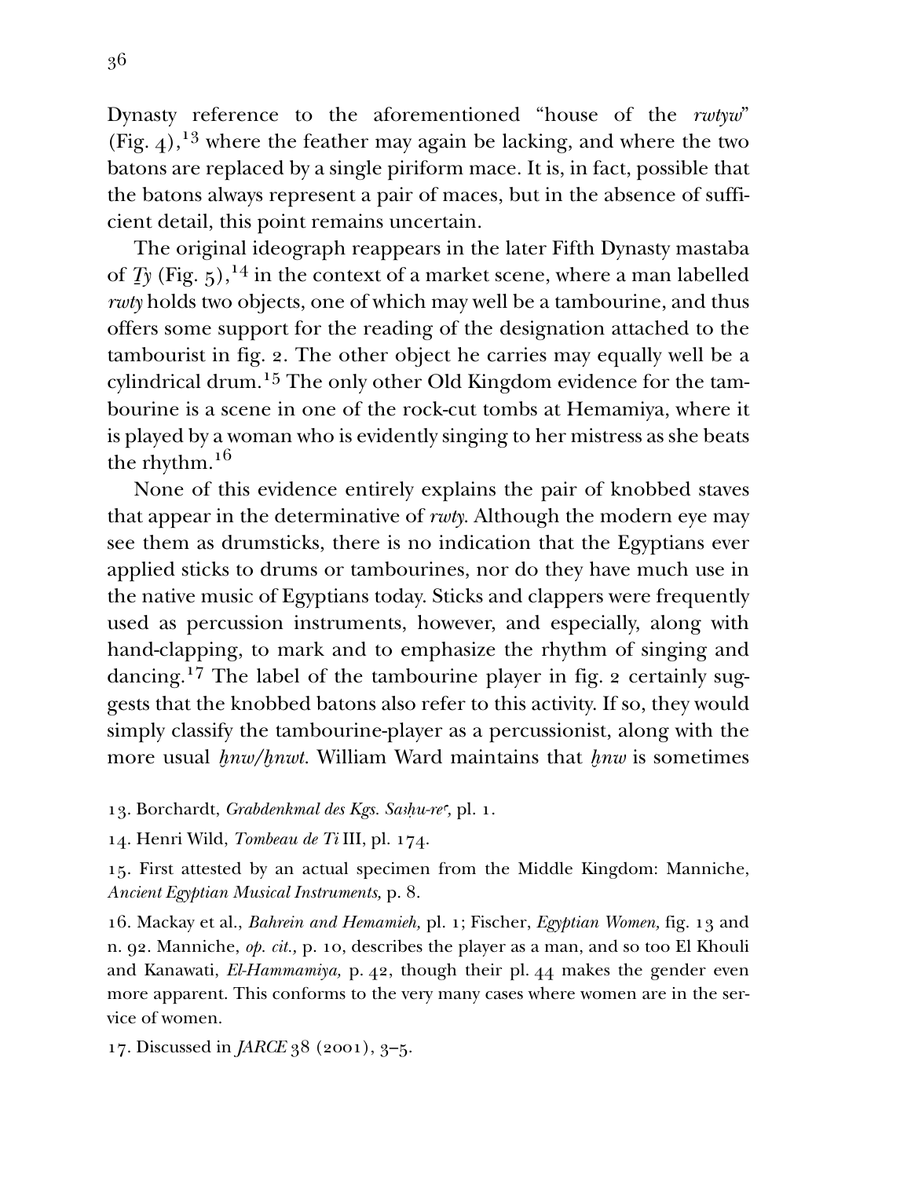Dynasty reference to the aforementioned "house of the *rwtyw*" (Fig. 4),[13] where the feather may again be lacking, and where the two batons are replaced by a single piriform mace. It is, in fact, possible that the batons always represent a pair of maces, but in the absence of sufficient detail, this point remains uncertain.

The original ideograph reappears in the later Fifth Dynasty mastaba of *Ṯy* (Fig. 5),[14] in the context of a market scene, where a man labelled *rwty* holds two objects, one of which may well be a tambourine, and thus offers some support for the reading of the designation attached to the tambourist in fig. 2. The other object he carries may equally well be a cylindrical drum.[15] The only other Old Kingdom evidence for the tambourine is a scene in one of the rock-cut tombs at Hemamiya, where it is played by a woman who is evidently singing to her mistress as she beats the rhythm.[16]

None of this evidence entirely explains the pair of knobbed staves that appear in the determinative of *rwty*. Although the modern eye may see them as drumsticks, there is no indication that the Egyptians ever applied sticks to drums or tambourines, nor do they have much use in the native music of Egyptians today. Sticks and clappers were frequently used as percussion instruments, however, and especially, along with hand-clapping, to mark and to emphasize the rhythm of singing and dancing.[17] The label of the tambourine player in fig. 2 certainly suggests that the knobbed batons also refer to this activity. If so, they would simply classify the tambourine-player as a percussionist, along with the more usual *ḫnw/ḫnwt*. William Ward maintains that *ḫnw* is sometimes

13. Borchardt, *Grabdenkmal des Kgs. Saꜣḥu-reʿ,* pl. 1.

14. Henri Wild, *Tombeau de Ti* III, pl. 174.

15. First attested by an actual specimen from the Middle Kingdom: Manniche, *Ancient Egyptian Musical Instruments,* p. 8.

16. Mackay et al., *Bahrein and Hemamieh,* pl. 1; Fischer, *Egyptian Women,* fig. 13 and n. 92. Manniche, *op. cit.,* p. 10, describes the player as a man, and so too El Khouli and Kanawati, *El-Hammamiya,* p. 42, though their pl. 44 makes the gender even more apparent. This conforms to the very many cases where women are in the service of women.

17. Discussed in *JARCE* 38 (2001), 3–5.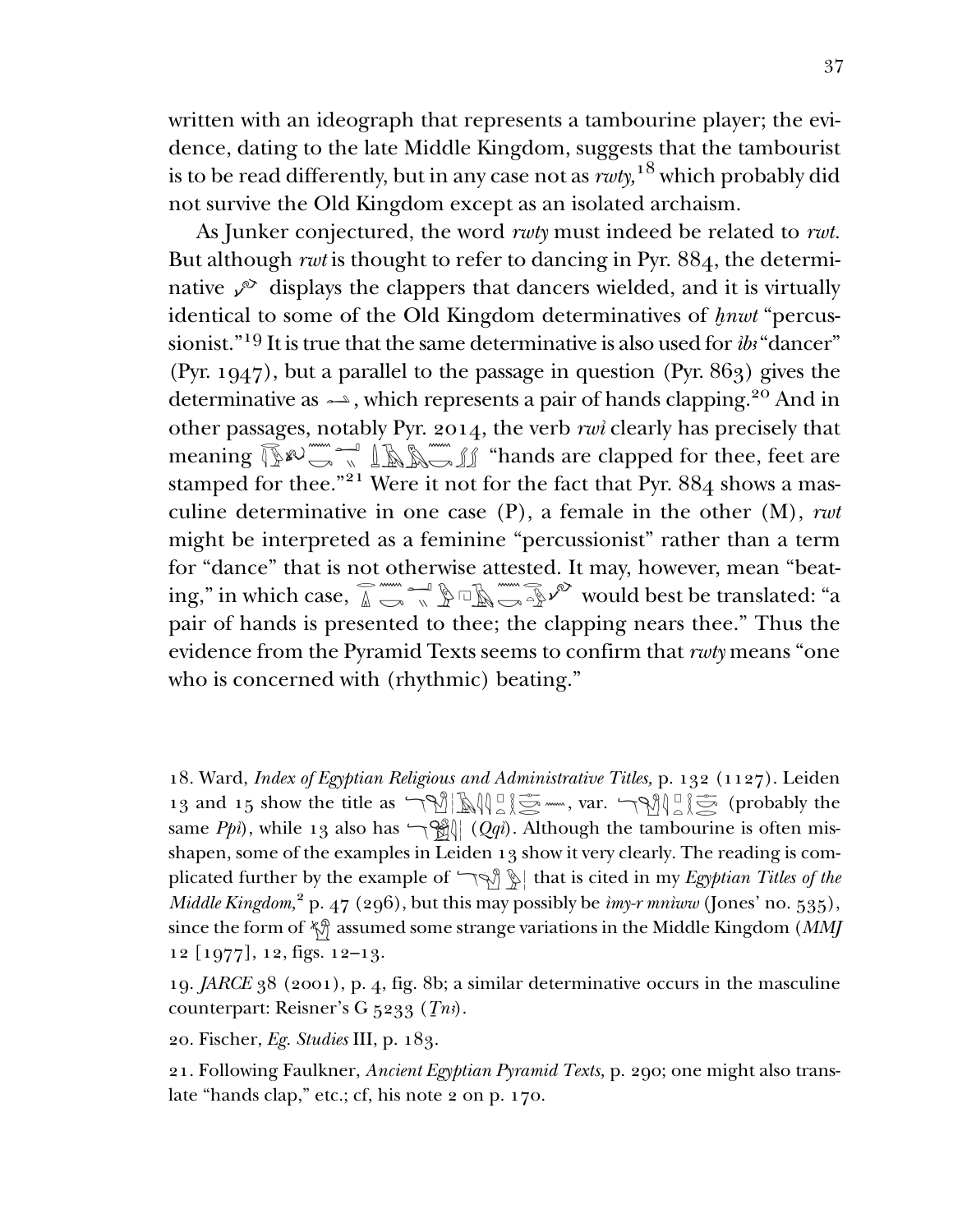written with an ideograph that represents a tambourine player; the evidence, dating to the late Middle Kingdom, suggests that the tambourist is to be read differently, but in any case not as *rwty*,[18] which probably did not survive the Old Kingdom except as an isolated archaism.

As Junker conjectured, the word *rwty* must indeed be related to *rwt*. But although *rwt* is thought to refer to dancing in Pyr. 884, the determinative [hieroglyph] displays the clappers that dancers wielded, and it is virtually identical to some of the Old Kingdom determinatives of *ḫnwt* "percussionist."[19] It is true that the same determinative is also used for *ỉbꜣ* "dancer" (Pyr. 1947), but a parallel to the passage in question (Pyr. 863) gives the determinative as [hieroglyph], which represents a pair of hands clapping.[20] And in other passages, notably Pyr. 2014, the verb *rwỉ* clearly has precisely that meaning [hieroglyphs] "hands are clapped for thee, feet are stamped for thee."[21] Were it not for the fact that Pyr. 884 shows a masculine determinative in one case (P), a female in the other (M), *rwt* might be interpreted as a feminine "percussionist" rather than a term for "dance" that is not otherwise attested. It may, however, mean "beating," in which case, [hieroglyphs] would best be translated: "a pair of hands is presented to thee; the clapping nears thee." Thus the evidence from the Pyramid Texts seems to confirm that *rwty* means "one who is concerned with (rhythmic) beating."

18. Ward, *Index of Egyptian Religious and Administrative Titles,* p. 132 (1127). Leiden 13 and 15 show the title as [hieroglyphs], var. [hieroglyphs] (probably the same *Ppỉ*), while 13 also has [hieroglyphs] (*Qqỉ*). Although the tambourine is often misshapen, some of the examples in Leiden 13 show it very clearly. The reading is complicated further by the example of [hieroglyphs] that is cited in my *Egyptian Titles of the Middle Kingdom,*[2] p. 47 (296), but this may possibly be *ỉmy-r mnỉww* (Jones' no. 535), since the form of [hieroglyph] assumed some strange variations in the Middle Kingdom (*MMJ* 12 [1977], 12, figs. 12–13.

19. *JARCE* 38 (2001), p. 4, fig. 8b; a similar determinative occurs in the masculine counterpart: Reisner's G 5233 (*Ṯnꜣ*).

20. Fischer, *Eg. Studies* III, p. 183.

21. Following Faulkner, *Ancient Egyptian Pyramid Texts,* p. 290; one might also translate "hands clap," etc.; cf, his note 2 on p. 170.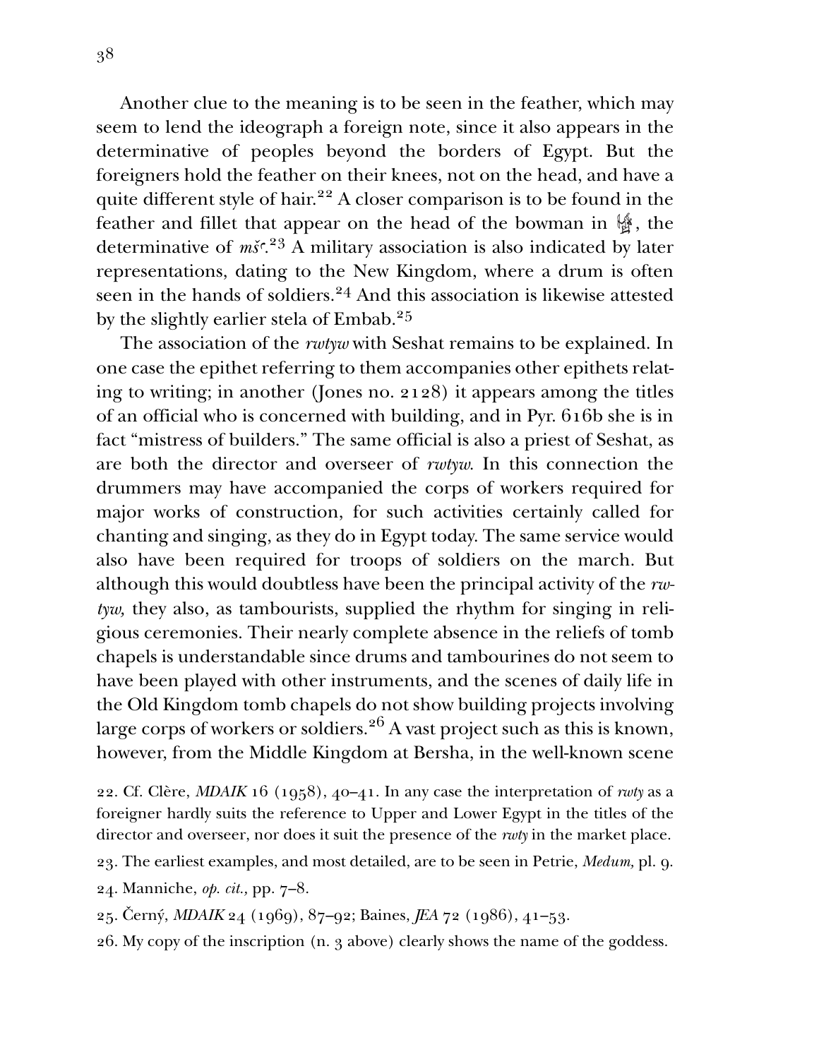Another clue to the meaning is to be seen in the feather, which may seem to lend the ideograph a foreign note, since it also appears in the determinative of peoples beyond the borders of Egypt. But the foreigners hold the feather on their knees, not on the head, and have a quite different style of hair.[22] A closer comparison is to be found in the feather and fillet that appear on the head of the bowman in 𓀐, the determinative of *mšꜥ*.[23] A military association is also indicated by later representations, dating to the New Kingdom, where a drum is often seen in the hands of soldiers.[24] And this association is likewise attested by the slightly earlier stela of Embab.[25]

The association of the *rwtyw* with Seshat remains to be explained. In one case the epithet referring to them accompanies other epithets relating to writing; in another (Jones no. 2128) it appears among the titles of an official who is concerned with building, and in Pyr. 616b she is in fact "mistress of builders." The same official is also a priest of Seshat, as are both the director and overseer of *rwtyw*. In this connection the drummers may have accompanied the corps of workers required for major works of construction, for such activities certainly called for chanting and singing, as they do in Egypt today. The same service would also have been required for troops of soldiers on the march. But although this would doubtless have been the principal activity of the *rwtyw*, they also, as tambourists, supplied the rhythm for singing in religious ceremonies. Their nearly complete absence in the reliefs of tomb chapels is understandable since drums and tambourines do not seem to have been played with other instruments, and the scenes of daily life in the Old Kingdom tomb chapels do not show building projects involving large corps of workers or soldiers.[26] A vast project such as this is known, however, from the Middle Kingdom at Bersha, in the well-known scene

22. Cf. Clère, *MDAIK* 16 (1958), 40–41. In any case the interpretation of *rwty* as a foreigner hardly suits the reference to Upper and Lower Egypt in the titles of the director and overseer, nor does it suit the presence of the *rwty* in the market place.

23. The earliest examples, and most detailed, are to be seen in Petrie, *Medum,* pl. 9.

24. Manniche, *op. cit.,* pp. 7–8.

25. Černý, *MDAIK* 24 (1969), 87–92; Baines, *JEA* 72 (1986), 41–53.

26. My copy of the inscription (n. 3 above) clearly shows the name of the goddess.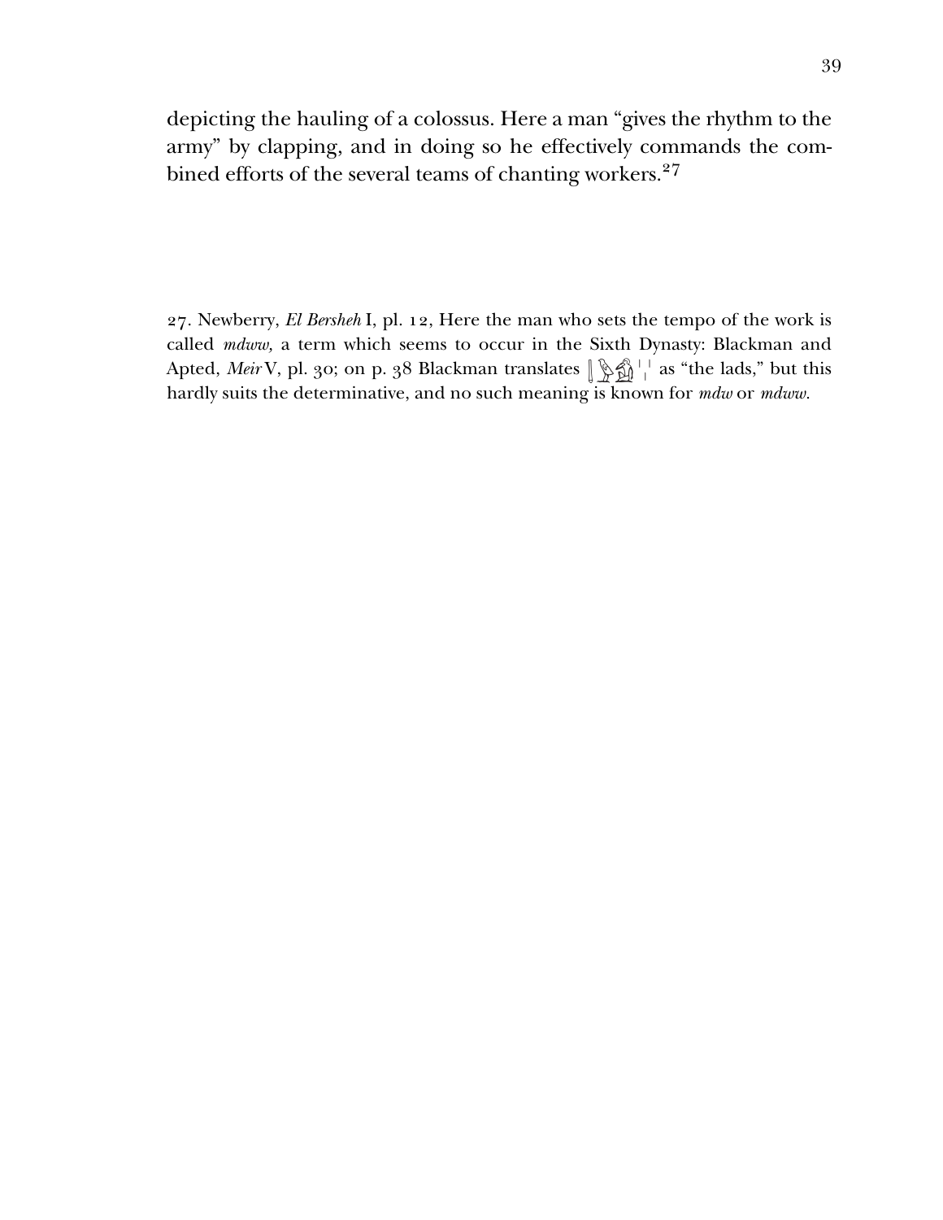depicting the hauling of a colossus. Here a man "gives the rhythm to the army" by clapping, and in doing so he effectively commands the combined efforts of the several teams of chanting workers.[27]

27. Newberry, *El Bersheh* I, pl. 12, Here the man who sets the tempo of the work is called *mdww,* a term which seems to occur in the Sixth Dynasty: Blackman and Apted, *Meir* V, pl. 30; on p. 38 Blackman translates 𓌃𓅱𓀀𓏥 as "the lads," but this hardly suits the determinative, and no such meaning is known for *mdw* or *mdww.*